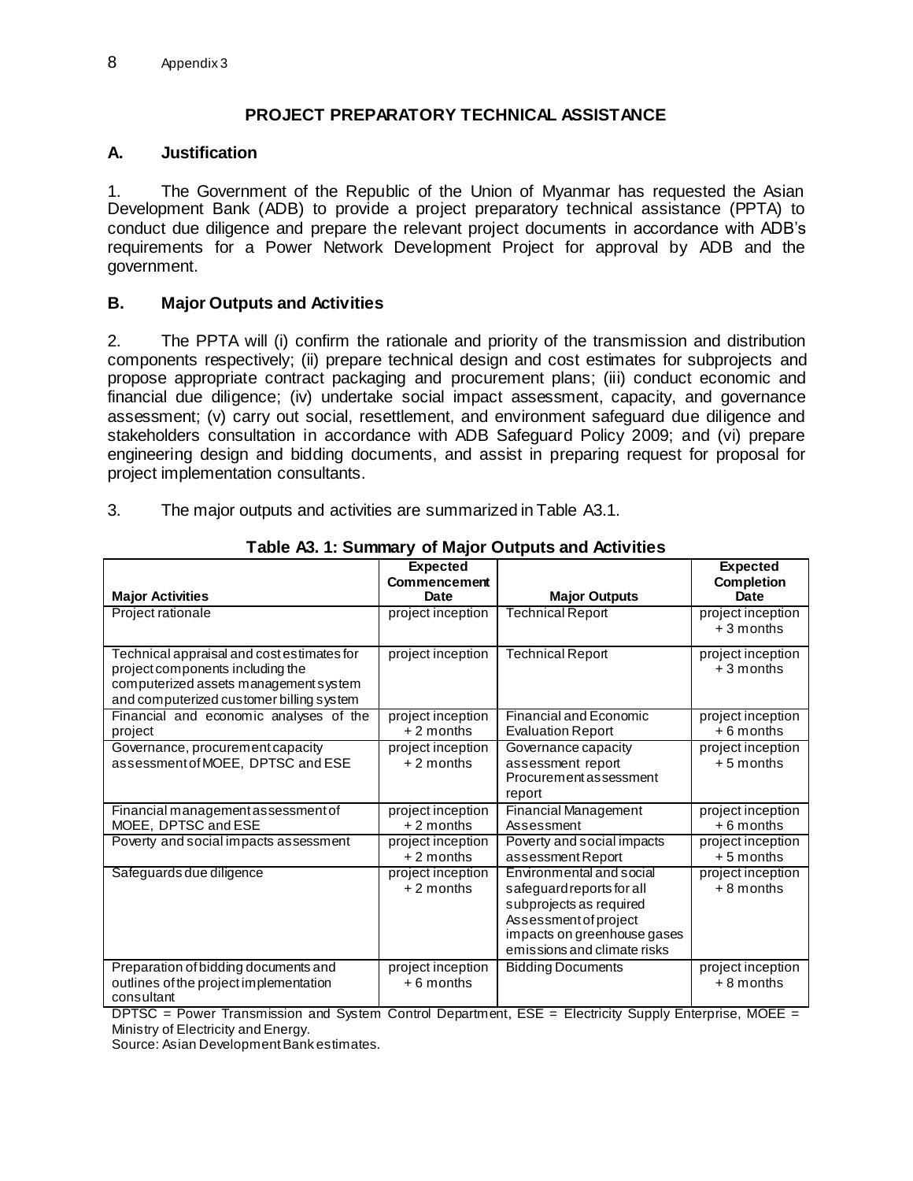Appendix 3

## PROJECT PREPARATORY TECHNICAL ASSISTANCE

### A. Justification

1. The Government of the Republic of the Union of Myanmar has requested the Asian Development Bank (ADB) to provide a project preparatory technical assistance (PPTA) to conduct due diligence and prepare the relevant project documents in accordance with ADB's requirements for a Power Network Development Project for approval by ADB and the government.

### B. Major Outputs and Activities

2. The PPTA will (i) confirm the rationale and priority of the transmission and distribution components respectively; (ii) prepare technical design and cost estimates for subprojects and propose appropriate contract packaging and procurement plans; (iii) conduct economic and financial due diligence; (iv) undertake social impact assessment, capacity, and governance assessment; (v) carry out social, resettlement, and environment safeguard due diligence and stakeholders consultation in accordance with ADB Safeguard Policy 2009; and (vi) prepare engineering design and bidding documents, and assist in preparing request for proposal for project implementation consultants.

3. The major outputs and activities are summarized in Table A3.1.

**Table A3. 1: Summary of Major Outputs and Activities**

| Major Activities | Expected Commencement Date | Major Outputs | Expected Completion Date |
|---|---|---|---|
| Project rationale | project inception | Technical Report | project inception + 3 months |
| Technical appraisal and cost estimates for project components including the computerized assets management system and computerized customer billing system | project inception | Technical Report | project inception + 3 months |
| Financial and economic analyses of the project | project inception + 2 months | Financial and Economic Evaluation Report | project inception + 6 months |
| Governance, procurement capacity assessment of MOEE, DPTSC and ESE | project inception + 2 months | Governance capacity assessment report<br>Procurement assessment report | project inception + 5 months |
| Financial management assessment of MOEE, DPTSC and ESE | project inception + 2 months | Financial Management Assessment | project inception + 6 months |
| Poverty and social impacts assessment | project inception + 2 months | Poverty and social impacts assessment Report | project inception + 5 months |
| Safeguards due diligence | project inception + 2 months | Environmental and social safeguard reports for all subprojects as required<br>Assessment of project impacts on greenhouse gases emissions and climate risks | project inception + 8 months |
| Preparation of bidding documents and outlines of the project implementation consultant | project inception + 6 months | Bidding Documents | project inception + 8 months |

DPTSC = Power Transmission and System Control Department, ESE = Electricity Supply Enterprise, MOEE = Ministry of Electricity and Energy.

Source: Asian Development Bank estimates.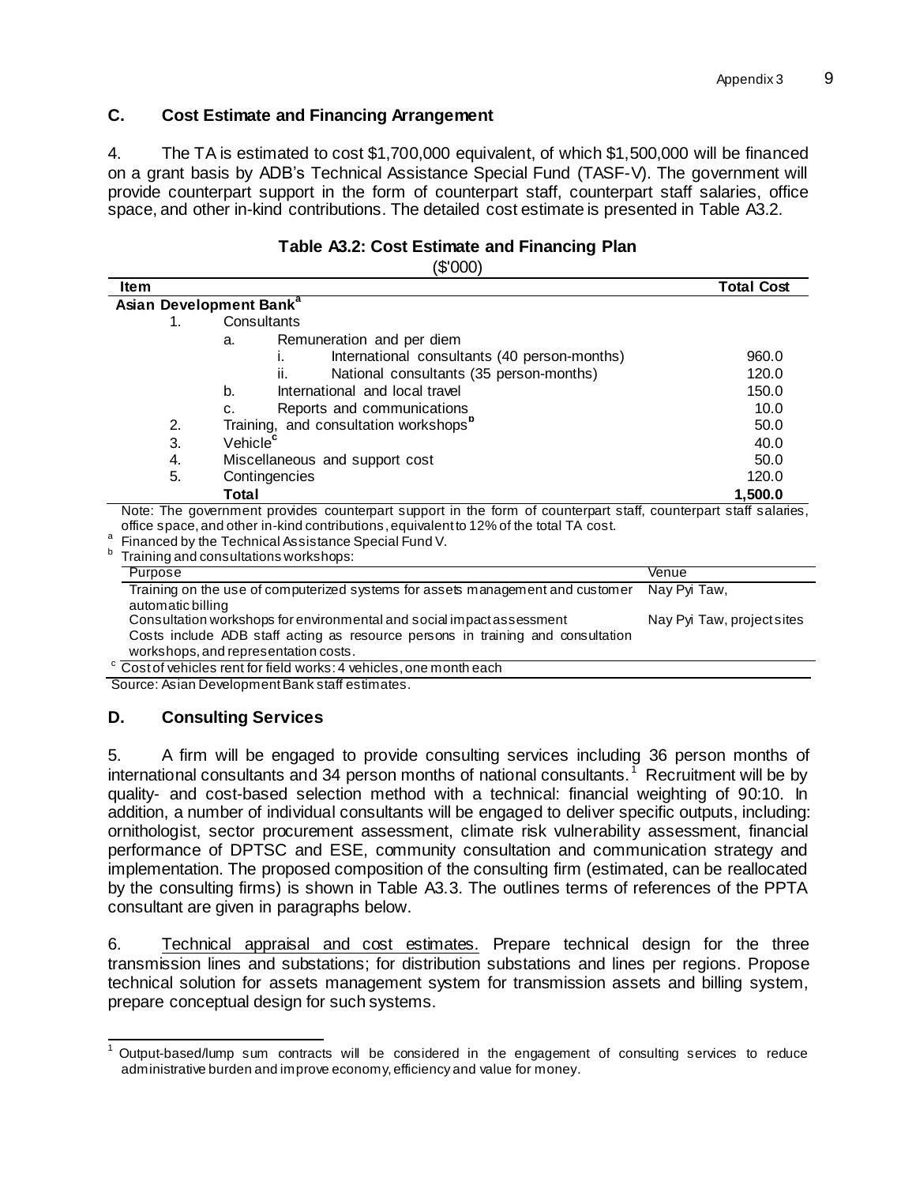## C. Cost Estimate and Financing Arrangement

4. The TA is estimated to cost $1,700,000 equivalent, of which $1,500,000 will be financed on a grant basis by ADB's Technical Assistance Special Fund (TASF-V). The government will provide counterpart support in the form of counterpart staff, counterpart staff salaries, office space, and other in-kind contributions. The detailed cost estimate is presented in Table A3.2.

**Table A3.2: Cost Estimate and Financing Plan**

($'000)

| Item | Total Cost |
|---|---|
| **Asian Development Bank**[a] | |
| 1. Consultants | |
| a. Remuneration and per diem | |
| i. International consultants (40 person-months) | 960.0 |
| ii. National consultants (35 person-months) | 120.0 |
| b. International and local travel | 150.0 |
| c. Reports and communications | 10.0 |
| 2. Training, and consultation workshops[b] | 50.0 |
| 3. Vehicle[c] | 40.0 |
| 4. Miscellaneous and support cost | 50.0 |
| 5. Contingencies | 120.0 |
| **Total** | **1,500.0** |

Note: The government provides counterpart support in the form of counterpart staff, counterpart staff salaries, office space, and other in-kind contributions, equivalent to 12% of the total TA cost.

[a] Financed by the Technical Assistance Special Fund V.

[b] Training and consultations workshops:

| Purpose | Venue |
|---|---|
| Training on the use of computerized systems for assets management and customer automatic billing | Nay Pyi Taw, |
| Consultation workshops for environmental and social impact assessment | Nay Pyi Taw, project sites |

Costs include ADB staff acting as resource persons in training and consultation workshops, and representation costs.

[c] Cost of vehicles rent for field works: 4 vehicles, one month each

Source: Asian Development Bank staff estimates.

## D. Consulting Services

5. A firm will be engaged to provide consulting services including 36 person months of international consultants and 34 person months of national consultants.[1] Recruitment will be by quality- and cost-based selection method with a technical: financial weighting of 90:10. In addition, a number of individual consultants will be engaged to deliver specific outputs, including: ornithologist, sector procurement assessment, climate risk vulnerability assessment, financial performance of DPTSC and ESE, community consultation and communication strategy and implementation. The proposed composition of the consulting firm (estimated, can be reallocated by the consulting firms) is shown in Table A3.3. The outlines terms of references of the PPTA consultant are given in paragraphs below.

6. Technical appraisal and cost estimates. Prepare technical design for the three transmission lines and substations; for distribution substations and lines per regions. Propose technical solution for assets management system for transmission assets and billing system, prepare conceptual design for such systems.

[1] Output-based/lump sum contracts will be considered in the engagement of consulting services to reduce administrative burden and improve economy, efficiency and value for money.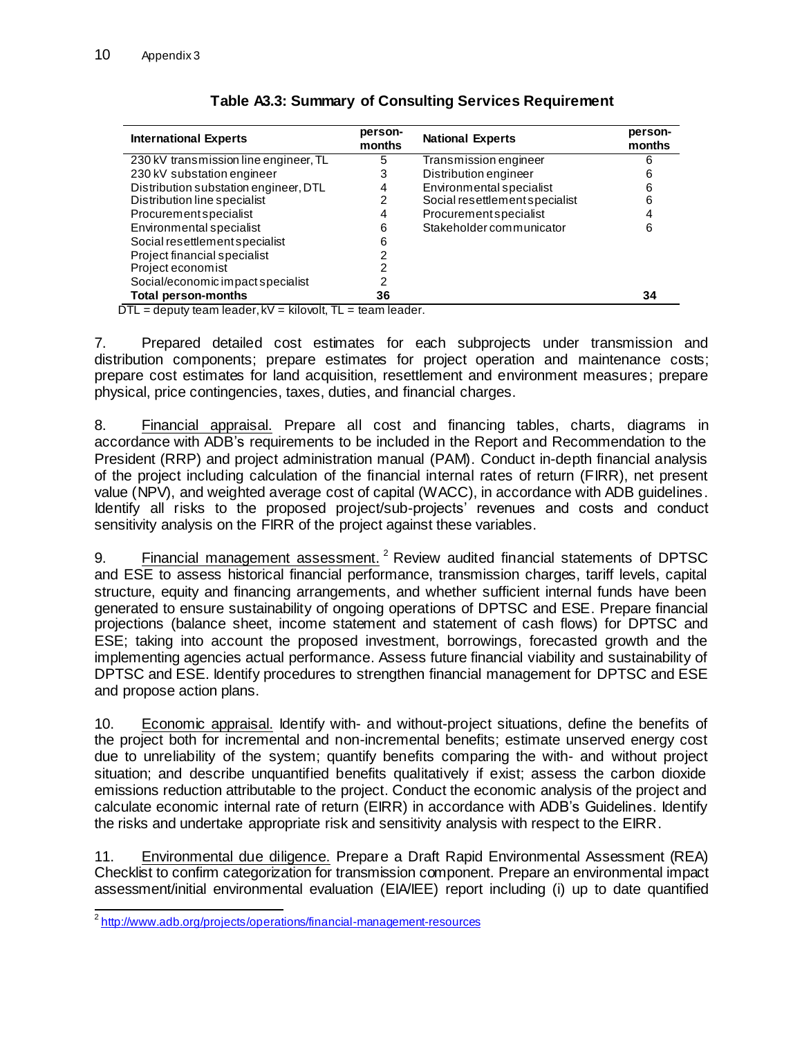**Table A3.3: Summary of Consulting Services Requirement**

| International Experts | person-months | National Experts | person-months |
|---|---|---|---|
| 230 kV transmission line engineer, TL | 5 | Transmission engineer | 6 |
| 230 kV substation engineer | 3 | Distribution engineer | 6 |
| Distribution substation engineer, DTL | 4 | Environmental specialist | 6 |
| Distribution line specialist | 2 | Social resettlement specialist | 6 |
| Procurement specialist | 4 | Procurement specialist | 4 |
| Environmental specialist | 6 | Stakeholder communicator | 6 |
| Social resettlement specialist | 6 | | |
| Project financial specialist | 2 | | |
| Project economist | 2 | | |
| Social/economic impact specialist | 2 | | |
| **Total person-months** | **36** | | **34** |

DTL = deputy team leader, kV = kilovolt, TL = team leader.

7. Prepared detailed cost estimates for each subprojects under transmission and distribution components; prepare estimates for project operation and maintenance costs; prepare cost estimates for land acquisition, resettlement and environment measures; prepare physical, price contingencies, taxes, duties, and financial charges.

8. Financial appraisal. Prepare all cost and financing tables, charts, diagrams in accordance with ADB's requirements to be included in the Report and Recommendation to the President (RRP) and project administration manual (PAM). Conduct in-depth financial analysis of the project including calculation of the financial internal rates of return (FIRR), net present value (NPV), and weighted average cost of capital (WACC), in accordance with ADB guidelines. Identify all risks to the proposed project/sub-projects' revenues and costs and conduct sensitivity analysis on the FIRR of the project against these variables.

9. Financial management assessment.[2] Review audited financial statements of DPTSC and ESE to assess historical financial performance, transmission charges, tariff levels, capital structure, equity and financing arrangements, and whether sufficient internal funds have been generated to ensure sustainability of ongoing operations of DPTSC and ESE. Prepare financial projections (balance sheet, income statement and statement of cash flows) for DPTSC and ESE; taking into account the proposed investment, borrowings, forecasted growth and the implementing agencies actual performance. Assess future financial viability and sustainability of DPTSC and ESE. Identify procedures to strengthen financial management for DPTSC and ESE and propose action plans.

10. Economic appraisal. Identify with- and without-project situations, define the benefits of the project both for incremental and non-incremental benefits; estimate unserved energy cost due to unreliability of the system; quantify benefits comparing the with- and without project situation; and describe unquantified benefits qualitatively if exist; assess the carbon dioxide emissions reduction attributable to the project. Conduct the economic analysis of the project and calculate economic internal rate of return (EIRR) in accordance with ADB's Guidelines. Identify the risks and undertake appropriate risk and sensitivity analysis with respect to the EIRR.

11. Environmental due diligence. Prepare a Draft Rapid Environmental Assessment (REA) Checklist to confirm categorization for transmission component. Prepare an environmental impact assessment/initial environmental evaluation (EIA/IEE) report including (i) up to date quantified

[2] http://www.adb.org/projects/operations/financial-management-resources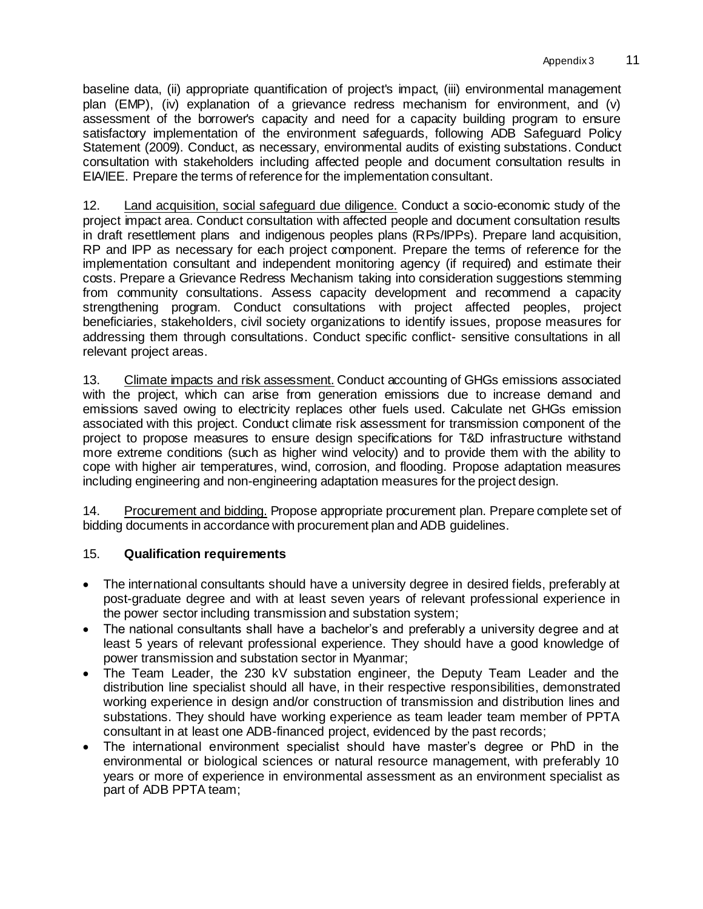baseline data, (ii) appropriate quantification of project's impact, (iii) environmental management plan (EMP), (iv) explanation of a grievance redress mechanism for environment, and (v) assessment of the borrower's capacity and need for a capacity building program to ensure satisfactory implementation of the environment safeguards, following ADB Safeguard Policy Statement (2009). Conduct, as necessary, environmental audits of existing substations. Conduct consultation with stakeholders including affected people and document consultation results in EIA/IEE. Prepare the terms of reference for the implementation consultant.

12. Land acquisition, social safeguard due diligence. Conduct a socio-economic study of the project impact area. Conduct consultation with affected people and document consultation results in draft resettlement plans and indigenous peoples plans (RPs/IPPs). Prepare land acquisition, RP and IPP as necessary for each project component. Prepare the terms of reference for the implementation consultant and independent monitoring agency (if required) and estimate their costs. Prepare a Grievance Redress Mechanism taking into consideration suggestions stemming from community consultations. Assess capacity development and recommend a capacity strengthening program. Conduct consultations with project affected peoples, project beneficiaries, stakeholders, civil society organizations to identify issues, propose measures for addressing them through consultations. Conduct specific conflict- sensitive consultations in all relevant project areas.

13. Climate impacts and risk assessment. Conduct accounting of GHGs emissions associated with the project, which can arise from generation emissions due to increase demand and emissions saved owing to electricity replaces other fuels used. Calculate net GHGs emission associated with this project. Conduct climate risk assessment for transmission component of the project to propose measures to ensure design specifications for T&D infrastructure withstand more extreme conditions (such as higher wind velocity) and to provide them with the ability to cope with higher air temperatures, wind, corrosion, and flooding. Propose adaptation measures including engineering and non-engineering adaptation measures for the project design.

14. Procurement and bidding. Propose appropriate procurement plan. Prepare complete set of bidding documents in accordance with procurement plan and ADB guidelines.

15. **Qualification requirements**

- The international consultants should have a university degree in desired fields, preferably at post-graduate degree and with at least seven years of relevant professional experience in the power sector including transmission and substation system;
- The national consultants shall have a bachelor's and preferably a university degree and at least 5 years of relevant professional experience. They should have a good knowledge of power transmission and substation sector in Myanmar;
- The Team Leader, the 230 kV substation engineer, the Deputy Team Leader and the distribution line specialist should all have, in their respective responsibilities, demonstrated working experience in design and/or construction of transmission and distribution lines and substations. They should have working experience as team leader team member of PPTA consultant in at least one ADB-financed project, evidenced by the past records;
- The international environment specialist should have master's degree or PhD in the environmental or biological sciences or natural resource management, with preferably 10 years or more of experience in environmental assessment as an environment specialist as part of ADB PPTA team;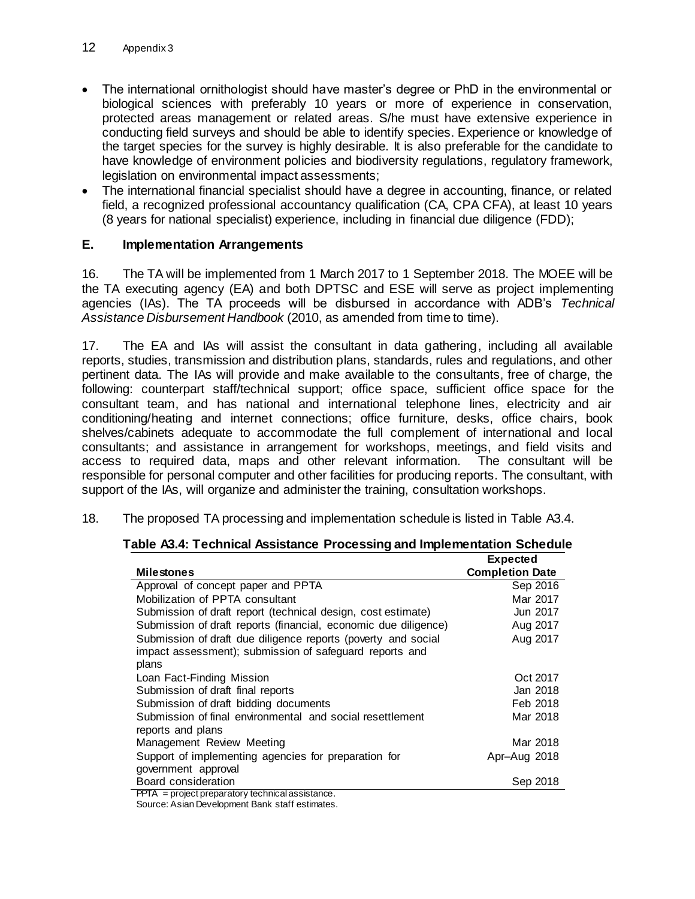- The international ornithologist should have master's degree or PhD in the environmental or biological sciences with preferably 10 years or more of experience in conservation, protected areas management or related areas. S/he must have extensive experience in conducting field surveys and should be able to identify species. Experience or knowledge of the target species for the survey is highly desirable. It is also preferable for the candidate to have knowledge of environment policies and biodiversity regulations, regulatory framework, legislation on environmental impact assessments;
- The international financial specialist should have a degree in accounting, finance, or related field, a recognized professional accountancy qualification (CA, CPA CFA), at least 10 years (8 years for national specialist) experience, including in financial due diligence (FDD);

## E. Implementation Arrangements

16. The TA will be implemented from 1 March 2017 to 1 September 2018. The MOEE will be the TA executing agency (EA) and both DPTSC and ESE will serve as project implementing agencies (IAs). The TA proceeds will be disbursed in accordance with ADB's *Technical Assistance Disbursement Handbook* (2010, as amended from time to time).

17. The EA and IAs will assist the consultant in data gathering, including all available reports, studies, transmission and distribution plans, standards, rules and regulations, and other pertinent data. The IAs will provide and make available to the consultants, free of charge, the following: counterpart staff/technical support; office space, sufficient office space for the consultant team, and has national and international telephone lines, electricity and air conditioning/heating and internet connections; office furniture, desks, office chairs, book shelves/cabinets adequate to accommodate the full complement of international and local consultants; and assistance in arrangement for workshops, meetings, and field visits and access to required data, maps and other relevant information. The consultant will be responsible for personal computer and other facilities for producing reports. The consultant, with support of the IAs, will organize and administer the training, consultation workshops.

18. The proposed TA processing and implementation schedule is listed in Table A3.4.

**Table A3.4: Technical Assistance Processing and Implementation Schedule**

| Milestones | Expected Completion Date |
|---|---|
| Approval of concept paper and PPTA | Sep 2016 |
| Mobilization of PPTA consultant | Mar 2017 |
| Submission of draft report (technical design, cost estimate) | Jun 2017 |
| Submission of draft reports (financial, economic due diligence) | Aug 2017 |
| Submission of draft due diligence reports (poverty and social impact assessment); submission of safeguard reports and plans | Aug 2017 |
| Loan Fact-Finding Mission | Oct 2017 |
| Submission of draft final reports | Jan 2018 |
| Submission of draft bidding documents | Feb 2018 |
| Submission of final environmental and social resettlement reports and plans | Mar 2018 |
| Management Review Meeting | Mar 2018 |
| Support of implementing agencies for preparation for government approval | Apr–Aug 2018 |
| Board consideration | Sep 2018 |

PPTA = project preparatory technical assistance.
Source: Asian Development Bank staff estimates.